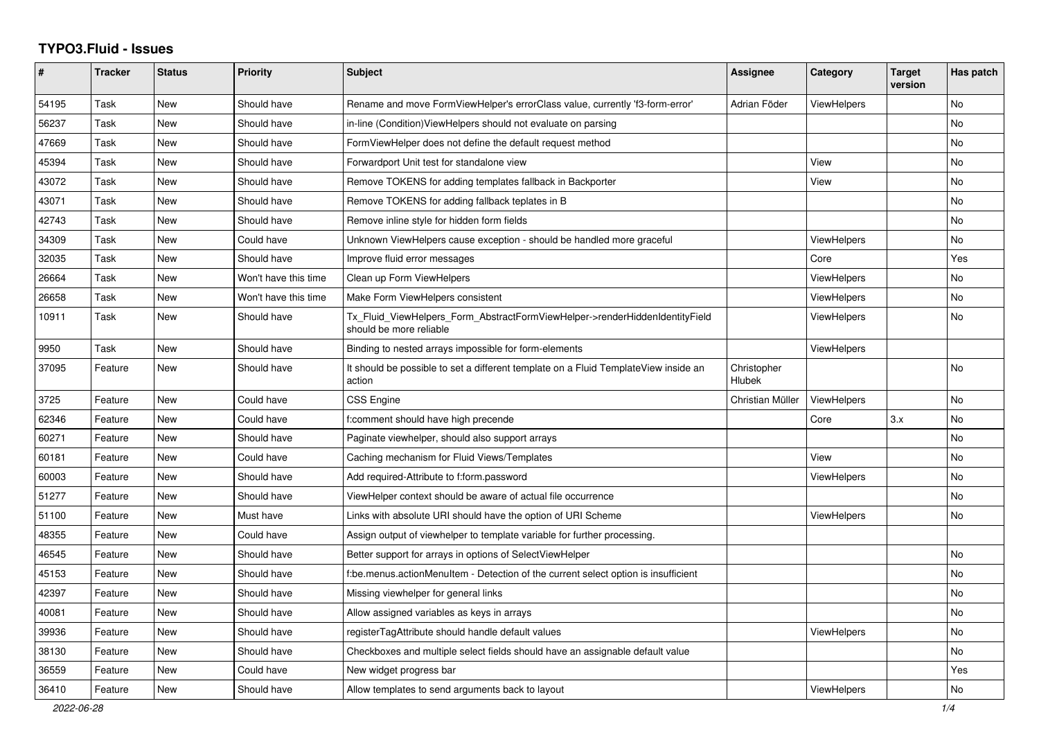# TYPO3.Fluid - Issues

| # | Tracker | Status | Priority | Subject | Assignee | Category | Target version | Has patch |
|---|---|---|---|---|---|---|---|---|
| 54195 | Task | New | Should have | Rename and move FormViewHelper's errorClass value, currently 'f3-form-error' | Adrian Föder | ViewHelpers | | No |
| 56237 | Task | New | Should have | in-line (Condition)ViewHelpers should not evaluate on parsing | | | | No |
| 47669 | Task | New | Should have | FormViewHelper does not define the default request method | | | | No |
| 45394 | Task | New | Should have | Forwardport Unit test for standalone view | | View | | No |
| 43072 | Task | New | Should have | Remove TOKENS for adding templates fallback in Backporter | | View | | No |
| 43071 | Task | New | Should have | Remove TOKENS for adding fallback teplates in B | | | | No |
| 42743 | Task | New | Should have | Remove inline style for hidden form fields | | | | No |
| 34309 | Task | New | Could have | Unknown ViewHelpers cause exception - should be handled more graceful | | ViewHelpers | | No |
| 32035 | Task | New | Should have | Improve fluid error messages | | Core | | Yes |
| 26664 | Task | New | Won't have this time | Clean up Form ViewHelpers | | ViewHelpers | | No |
| 26658 | Task | New | Won't have this time | Make Form ViewHelpers consistent | | ViewHelpers | | No |
| 10911 | Task | New | Should have | Tx_Fluid_ViewHelpers_Form_AbstractFormViewHelper->renderHiddenIdentityField should be more reliable | | ViewHelpers | | No |
| 9950 | Task | New | Should have | Binding to nested arrays impossible for form-elements | | ViewHelpers | | |
| 37095 | Feature | New | Should have | It should be possible to set a different template on a Fluid TemplateView inside an action | Christopher Hlubek | | | No |
| 3725 | Feature | New | Could have | CSS Engine | Christian Müller | ViewHelpers | | No |
| 62346 | Feature | New | Could have | f:comment should have high precende | | Core | 3.x | No |
| 60271 | Feature | New | Should have | Paginate viewhelper, should also support arrays | | | | No |
| 60181 | Feature | New | Could have | Caching mechanism for Fluid Views/Templates | | View | | No |
| 60003 | Feature | New | Should have | Add required-Attribute to f:form.password | | ViewHelpers | | No |
| 51277 | Feature | New | Should have | ViewHelper context should be aware of actual file occurrence | | | | No |
| 51100 | Feature | New | Must have | Links with absolute URI should have the option of URI Scheme | | ViewHelpers | | No |
| 48355 | Feature | New | Could have | Assign output of viewhelper to template variable for further processing. | | | | |
| 46545 | Feature | New | Should have | Better support for arrays in options of SelectViewHelper | | | | No |
| 45153 | Feature | New | Should have | f:be.menus.actionMenuItem - Detection of the current select option is insufficient | | | | No |
| 42397 | Feature | New | Should have | Missing viewhelper for general links | | | | No |
| 40081 | Feature | New | Should have | Allow assigned variables as keys in arrays | | | | No |
| 39936 | Feature | New | Should have | registerTagAttribute should handle default values | | ViewHelpers | | No |
| 38130 | Feature | New | Should have | Checkboxes and multiple select fields should have an assignable default value | | | | No |
| 36559 | Feature | New | Could have | New widget progress bar | | | | Yes |
| 36410 | Feature | New | Should have | Allow templates to send arguments back to layout | | ViewHelpers | | No |

2022-06-28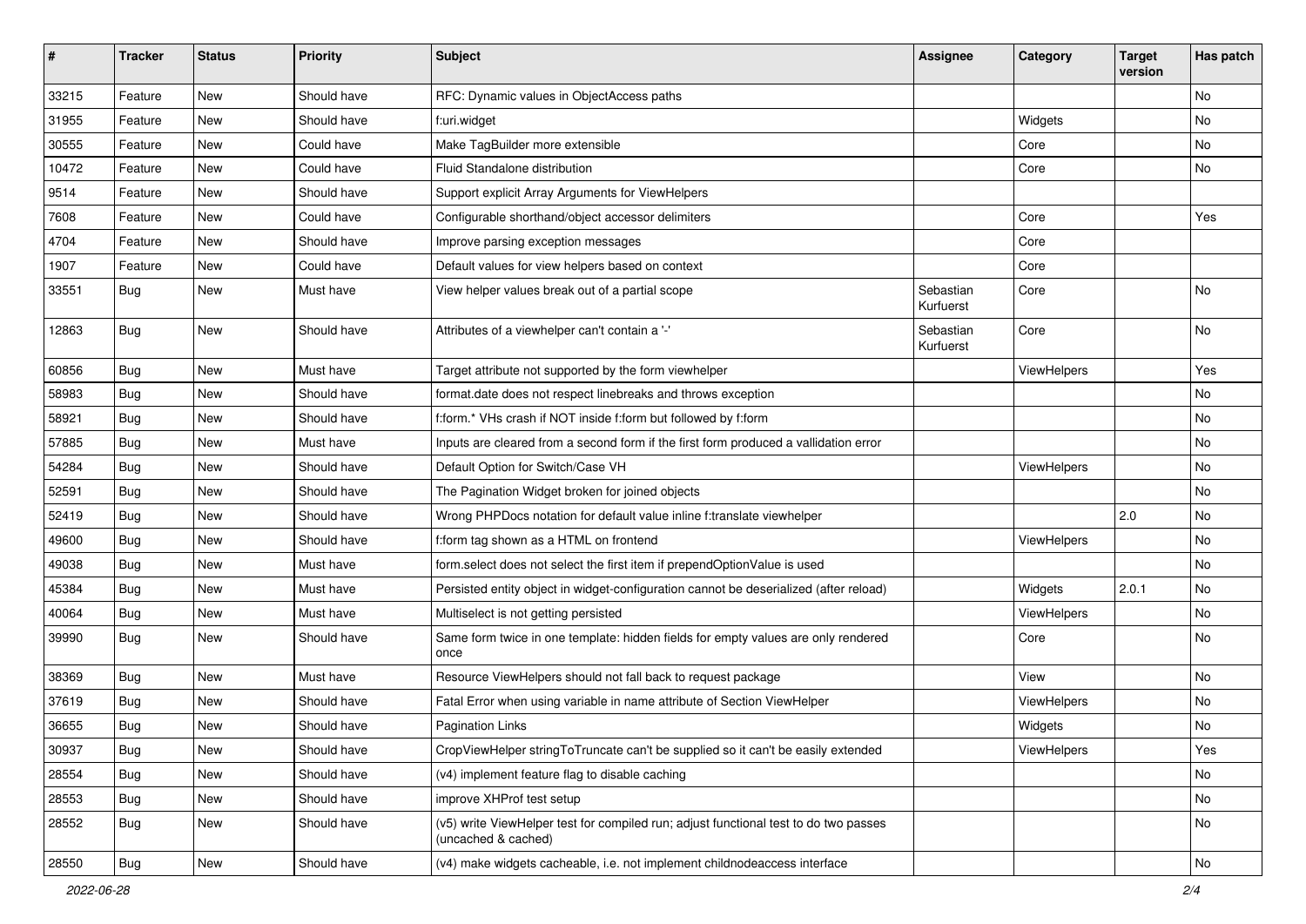| # | Tracker | Status | Priority | Subject | Assignee | Category | Target version | Has patch |
|---|---|---|---|---|---|---|---|---|
| 33215 | Feature | New | Should have | RFC: Dynamic values in ObjectAccess paths | | | | No |
| 31955 | Feature | New | Should have | f:uri.widget | | Widgets | | No |
| 30555 | Feature | New | Could have | Make TagBuilder more extensible | | Core | | No |
| 10472 | Feature | New | Could have | Fluid Standalone distribution | | Core | | No |
| 9514 | Feature | New | Should have | Support explicit Array Arguments for ViewHelpers | | | | |
| 7608 | Feature | New | Could have | Configurable shorthand/object accessor delimiters | | Core | | Yes |
| 4704 | Feature | New | Should have | Improve parsing exception messages | | Core | | |
| 1907 | Feature | New | Could have | Default values for view helpers based on context | | Core | | |
| 33551 | Bug | New | Must have | View helper values break out of a partial scope | Sebastian Kurfuerst | Core | | No |
| 12863 | Bug | New | Should have | Attributes of a viewhelper can't contain a '-' | Sebastian Kurfuerst | Core | | No |
| 60856 | Bug | New | Must have | Target attribute not supported by the form viewhelper | | ViewHelpers | | Yes |
| 58983 | Bug | New | Should have | format.date does not respect linebreaks and throws exception | | | | No |
| 58921 | Bug | New | Should have | f:form.* VHs crash if NOT inside f:form but followed by f:form | | | | No |
| 57885 | Bug | New | Must have | Inputs are cleared from a second form if the first form produced a vallidation error | | | | No |
| 54284 | Bug | New | Should have | Default Option for Switch/Case VH | | ViewHelpers | | No |
| 52591 | Bug | New | Should have | The Pagination Widget broken for joined objects | | | | No |
| 52419 | Bug | New | Should have | Wrong PHPDocs notation for default value inline f:translate viewhelper | | | 2.0 | No |
| 49600 | Bug | New | Should have | f:form tag shown as a HTML on frontend | | ViewHelpers | | No |
| 49038 | Bug | New | Must have | form.select does not select the first item if prependOptionValue is used | | | | No |
| 45384 | Bug | New | Must have | Persisted entity object in widget-configuration cannot be deserialized (after reload) | | Widgets | 2.0.1 | No |
| 40064 | Bug | New | Must have | Multiselect is not getting persisted | | ViewHelpers | | No |
| 39990 | Bug | New | Should have | Same form twice in one template: hidden fields for empty values are only rendered once | | Core | | No |
| 38369 | Bug | New | Must have | Resource ViewHelpers should not fall back to request package | | View | | No |
| 37619 | Bug | New | Should have | Fatal Error when using variable in name attribute of Section ViewHelper | | ViewHelpers | | No |
| 36655 | Bug | New | Should have | Pagination Links | | Widgets | | No |
| 30937 | Bug | New | Should have | CropViewHelper stringToTruncate can't be supplied so it can't be easily extended | | ViewHelpers | | Yes |
| 28554 | Bug | New | Should have | (v4) implement feature flag to disable caching | | | | No |
| 28553 | Bug | New | Should have | improve XHProf test setup | | | | No |
| 28552 | Bug | New | Should have | (v5) write ViewHelper test for compiled run; adjust functional test to do two passes (uncached & cached) | | | | No |
| 28550 | Bug | New | Should have | (v4) make widgets cacheable, i.e. not implement childnodeaccess interface | | | | No |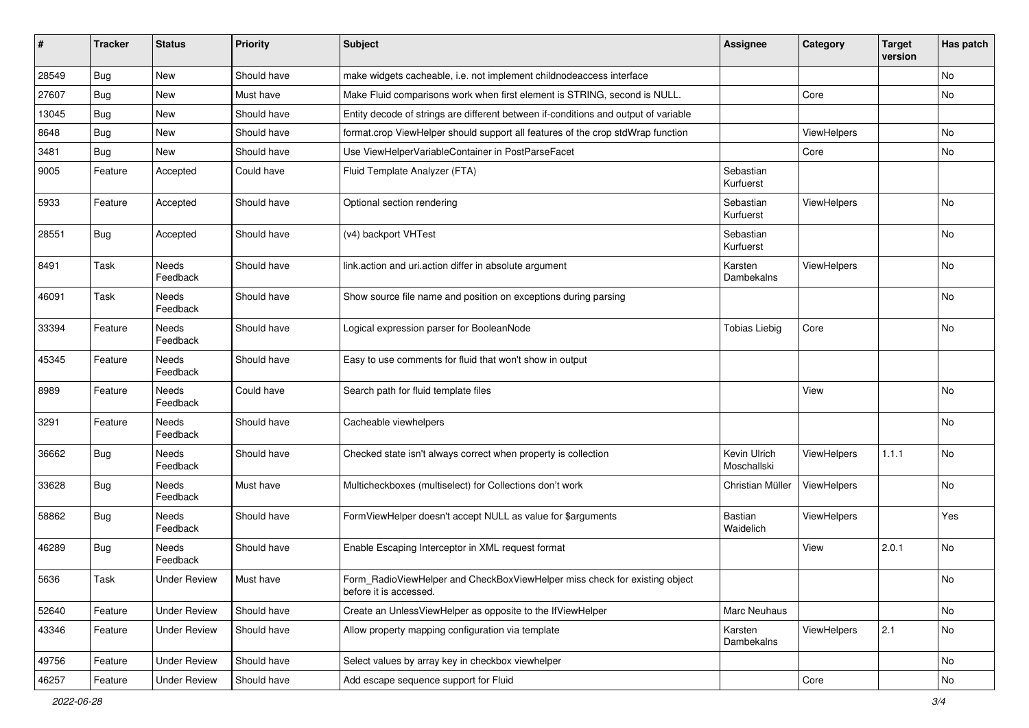| # | Tracker | Status | Priority | Subject | Assignee | Category | Target version | Has patch |
|---|---|---|---|---|---|---|---|---|
| 28549 | Bug | New | Should have | make widgets cacheable, i.e. not implement childnodeaccess interface | | | | No |
| 27607 | Bug | New | Must have | Make Fluid comparisons work when first element is STRING, second is NULL. | | Core | | No |
| 13045 | Bug | New | Should have | Entity decode of strings are different between if-conditions and output of variable | | | | |
| 8648 | Bug | New | Should have | format.crop ViewHelper should support all features of the crop stdWrap function | | ViewHelpers | | No |
| 3481 | Bug | New | Should have | Use ViewHelperVariableContainer in PostParseFacet | | Core | | No |
| 9005 | Feature | Accepted | Could have | Fluid Template Analyzer (FTA) | Sebastian Kurfuerst | | | |
| 5933 | Feature | Accepted | Should have | Optional section rendering | Sebastian Kurfuerst | ViewHelpers | | No |
| 28551 | Bug | Accepted | Should have | (v4) backport VHTest | Sebastian Kurfuerst | | | No |
| 8491 | Task | Needs Feedback | Should have | link.action and uri.action differ in absolute argument | Karsten Dambekalns | ViewHelpers | | No |
| 46091 | Task | Needs Feedback | Should have | Show source file name and position on exceptions during parsing | | | | No |
| 33394 | Feature | Needs Feedback | Should have | Logical expression parser for BooleanNode | Tobias Liebig | Core | | No |
| 45345 | Feature | Needs Feedback | Should have | Easy to use comments for fluid that won't show in output | | | | |
| 8989 | Feature | Needs Feedback | Could have | Search path for fluid template files | | View | | No |
| 3291 | Feature | Needs Feedback | Should have | Cacheable viewhelpers | | | | No |
| 36662 | Bug | Needs Feedback | Should have | Checked state isn't always correct when property is collection | Kevin Ulrich Moschallski | ViewHelpers | 1.1.1 | No |
| 33628 | Bug | Needs Feedback | Must have | Multicheckboxes (multiselect) for Collections don't work | Christian Müller | ViewHelpers | | No |
| 58862 | Bug | Needs Feedback | Should have | FormViewHelper doesn't accept NULL as value for $arguments | Bastian Waidelich | ViewHelpers | | Yes |
| 46289 | Bug | Needs Feedback | Should have | Enable Escaping Interceptor in XML request format | | View | 2.0.1 | No |
| 5636 | Task | Under Review | Must have | Form_RadioViewHelper and CheckBoxViewHelper miss check for existing object before it is accessed. | | | | No |
| 52640 | Feature | Under Review | Should have | Create an UnlessViewHelper as opposite to the IfViewHelper | Marc Neuhaus | | | No |
| 43346 | Feature | Under Review | Should have | Allow property mapping configuration via template | Karsten Dambekalns | ViewHelpers | 2.1 | No |
| 49756 | Feature | Under Review | Should have | Select values by array key in checkbox viewhelper | | | | No |
| 46257 | Feature | Under Review | Should have | Add escape sequence support for Fluid | | Core | | No |

*2022-06-28*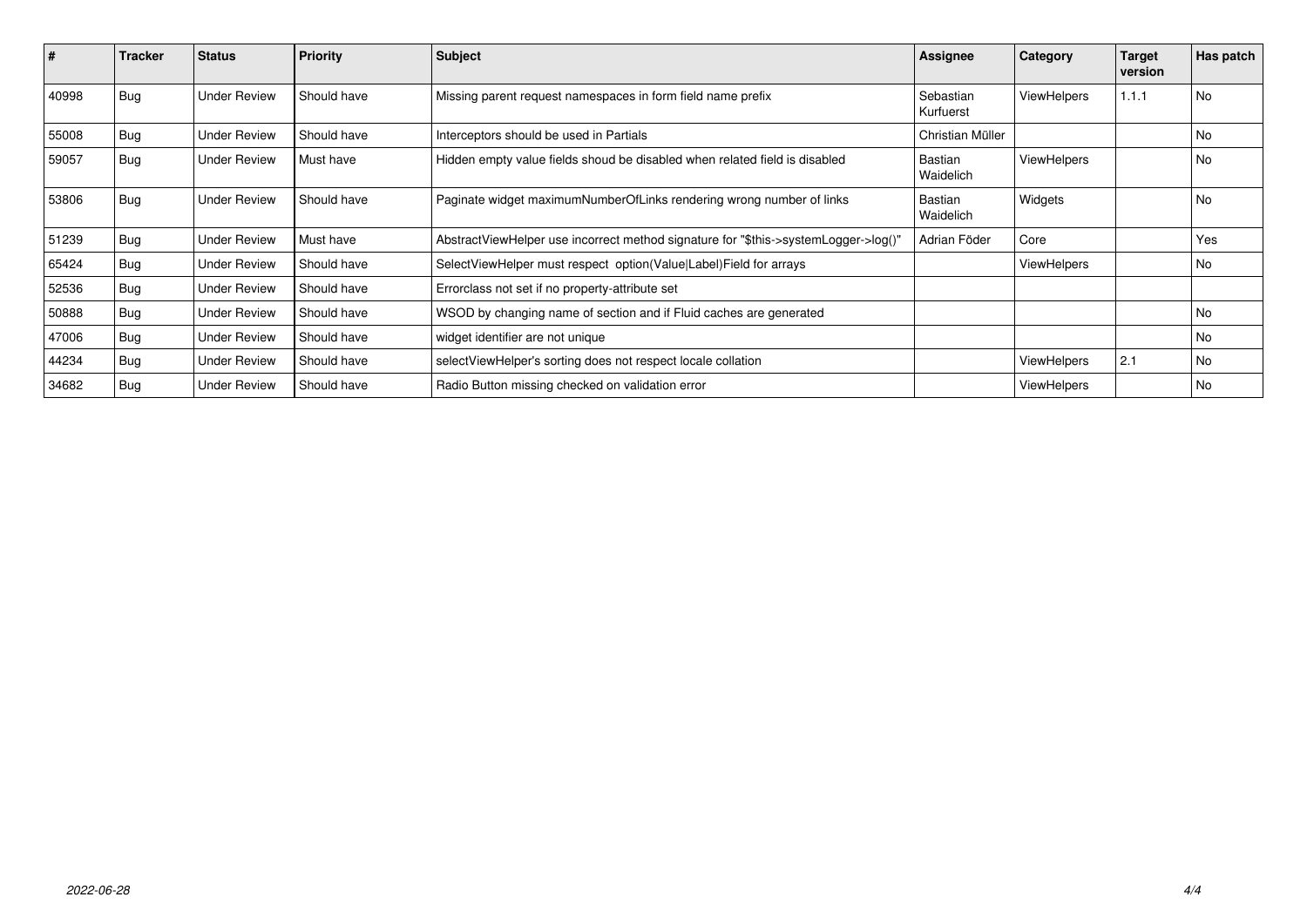| # | Tracker | Status | Priority | Subject | Assignee | Category | Target version | Has patch |
|---|---|---|---|---|---|---|---|---|
| 40998 | Bug | Under Review | Should have | Missing parent request namespaces in form field name prefix | Sebastian Kurfuerst | ViewHelpers | 1.1.1 | No |
| 55008 | Bug | Under Review | Should have | Interceptors should be used in Partials | Christian Müller | | | No |
| 59057 | Bug | Under Review | Must have | Hidden empty value fields shoud be disabled when related field is disabled | Bastian Waidelich | ViewHelpers | | No |
| 53806 | Bug | Under Review | Should have | Paginate widget maximumNumberOfLinks rendering wrong number of links | Bastian Waidelich | Widgets | | No |
| 51239 | Bug | Under Review | Must have | AbstractViewHelper use incorrect method signature for "$this->systemLogger->log()" | Adrian Föder | Core | | Yes |
| 65424 | Bug | Under Review | Should have | SelectViewHelper must respect option(Value\|Label)Field for arrays | | ViewHelpers | | No |
| 52536 | Bug | Under Review | Should have | Errorclass not set if no property-attribute set | | | | |
| 50888 | Bug | Under Review | Should have | WSOD by changing name of section and if Fluid caches are generated | | | | No |
| 47006 | Bug | Under Review | Should have | widget identifier are not unique | | | | No |
| 44234 | Bug | Under Review | Should have | selectViewHelper's sorting does not respect locale collation | | ViewHelpers | 2.1 | No |
| 34682 | Bug | Under Review | Should have | Radio Button missing checked on validation error | | ViewHelpers | | No |

*2022-06-28*